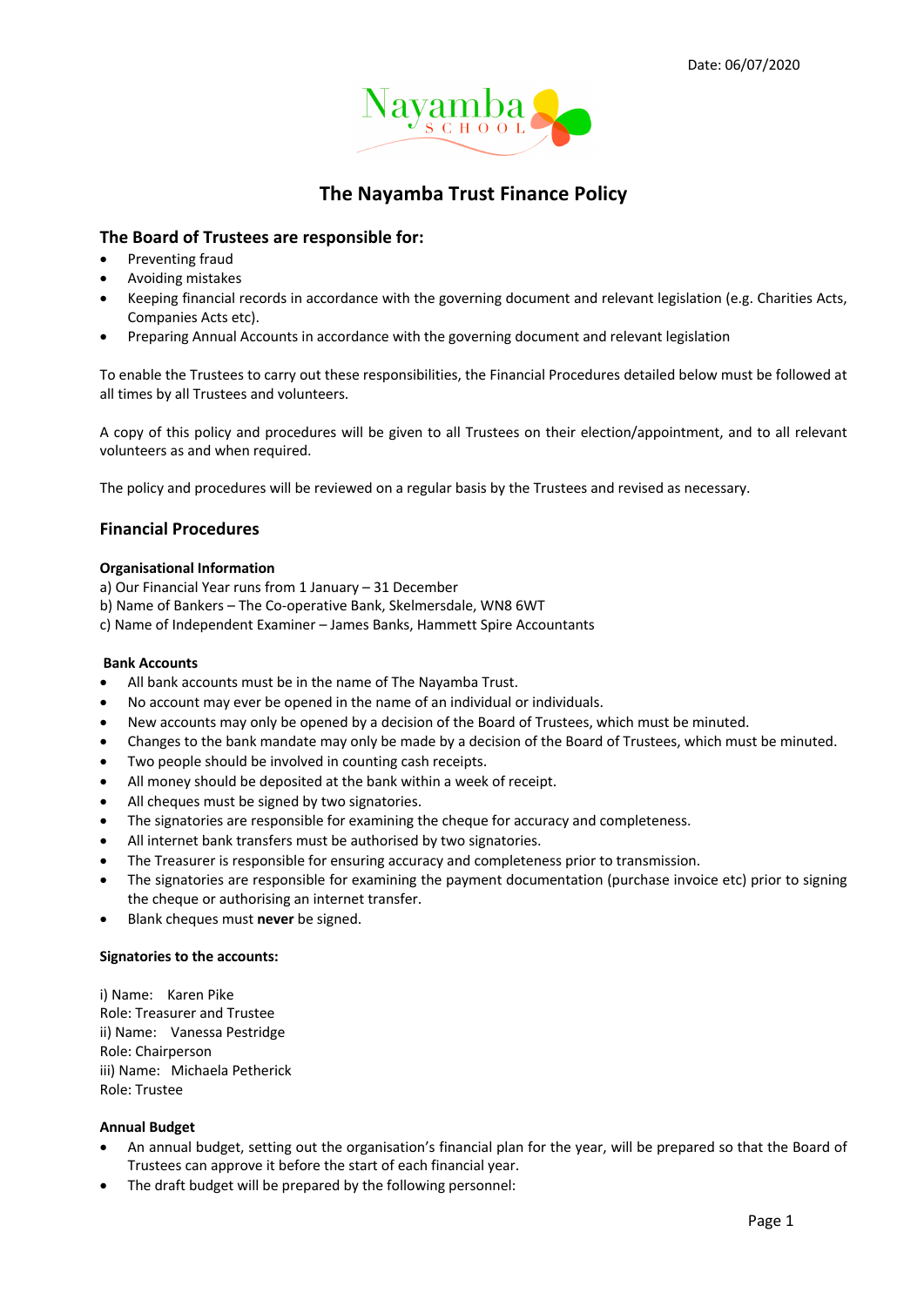Date: 06/07/2020

Nayamba SCHOOL

# The Nayamba Trust Finance Policy

## The Board of Trustees are responsible for:

- Preventing fraud
- Avoiding mistakes
- Keeping financial records in accordance with the governing document and relevant legislation (e.g. Charities Acts, Companies Acts etc).
- Preparing Annual Accounts in accordance with the governing document and relevant legislation

To enable the Trustees to carry out these responsibilities, the Financial Procedures detailed below must be followed at all times by all Trustees and volunteers.

A copy of this policy and procedures will be given to all Trustees on their election/appointment, and to all relevant volunteers as and when required.

The policy and procedures will be reviewed on a regular basis by the Trustees and revised as necessary.

## Financial Procedures

**Organisational Information**

a) Our Financial Year runs from 1 January – 31 December
b) Name of Bankers – The Co-operative Bank, Skelmersdale, WN8 6WT
c) Name of Independent Examiner – James Banks, Hammett Spire Accountants

**Bank Accounts**

- All bank accounts must be in the name of The Nayamba Trust.
- No account may ever be opened in the name of an individual or individuals.
- New accounts may only be opened by a decision of the Board of Trustees, which must be minuted.
- Changes to the bank mandate may only be made by a decision of the Board of Trustees, which must be minuted.
- Two people should be involved in counting cash receipts.
- All money should be deposited at the bank within a week of receipt.
- All cheques must be signed by two signatories.
- The signatories are responsible for examining the cheque for accuracy and completeness.
- All internet bank transfers must be authorised by two signatories.
- The Treasurer is responsible for ensuring accuracy and completeness prior to transmission.
- The signatories are responsible for examining the payment documentation (purchase invoice etc) prior to signing the cheque or authorising an internet transfer.
- Blank cheques must **never** be signed.

**Signatories to the accounts:**

i) Name: Karen Pike
Role: Treasurer and Trustee
ii) Name: Vanessa Pestridge
Role: Chairperson
iii) Name: Michaela Petherick
Role: Trustee

**Annual Budget**

- An annual budget, setting out the organisation's financial plan for the year, will be prepared so that the Board of Trustees can approve it before the start of each financial year.
- The draft budget will be prepared by the following personnel: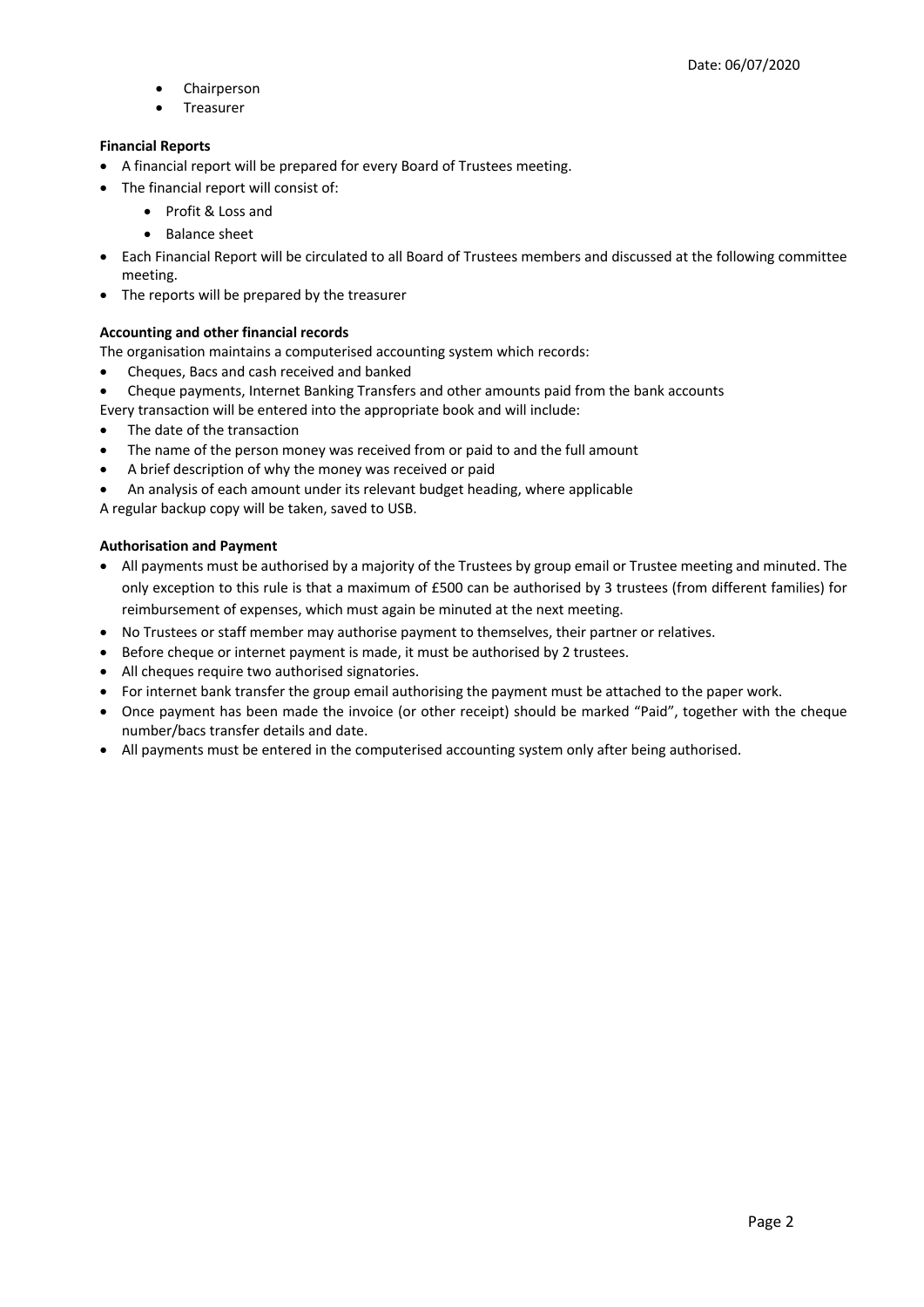Date: 06/07/2020

- Chairperson
- Treasurer

**Financial Reports**

- A financial report will be prepared for every Board of Trustees meeting.
- The financial report will consist of:
  - Profit & Loss and
  - Balance sheet
- Each Financial Report will be circulated to all Board of Trustees members and discussed at the following committee meeting.
- The reports will be prepared by the treasurer

**Accounting and other financial records**

The organisation maintains a computerised accounting system which records:

- Cheques, Bacs and cash received and banked
- Cheque payments, Internet Banking Transfers and other amounts paid from the bank accounts

Every transaction will be entered into the appropriate book and will include:

- The date of the transaction
- The name of the person money was received from or paid to and the full amount
- A brief description of why the money was received or paid
- An analysis of each amount under its relevant budget heading, where applicable

A regular backup copy will be taken, saved to USB.

**Authorisation and Payment**

- All payments must be authorised by a majority of the Trustees by group email or Trustee meeting and minuted. The only exception to this rule is that a maximum of £500 can be authorised by 3 trustees (from different families) for reimbursement of expenses, which must again be minuted at the next meeting.
- No Trustees or staff member may authorise payment to themselves, their partner or relatives.
- Before cheque or internet payment is made, it must be authorised by 2 trustees.
- All cheques require two authorised signatories.
- For internet bank transfer the group email authorising the payment must be attached to the paper work.
- Once payment has been made the invoice (or other receipt) should be marked "Paid", together with the cheque number/bacs transfer details and date.
- All payments must be entered in the computerised accounting system only after being authorised.